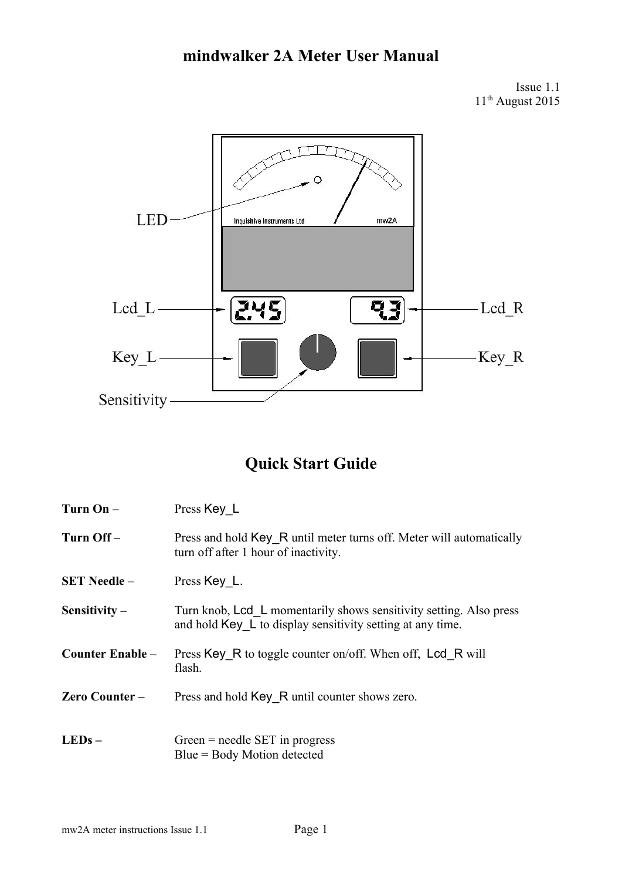# mindwalker 2A Meter User Manual

Issue 1.1
11th August 2015

## Quick Start Guide

**Turn On** – Press Key_L

**Turn Off –** Press and hold Key_R until meter turns off. Meter will automatically turn off after 1 hour of inactivity.

**SET Needle** – Press Key_L.

**Sensitivity –** Turn knob, Lcd_L momentarily shows sensitivity setting. Also press and hold Key_L to display sensitivity setting at any time.

**Counter Enable** – Press Key_R to toggle counter on/off. When off, Lcd_R will flash.

**Zero Counter –** Press and hold Key_R until counter shows zero.

**LEDs –** Green = needle SET in progress
Blue = Body Motion detected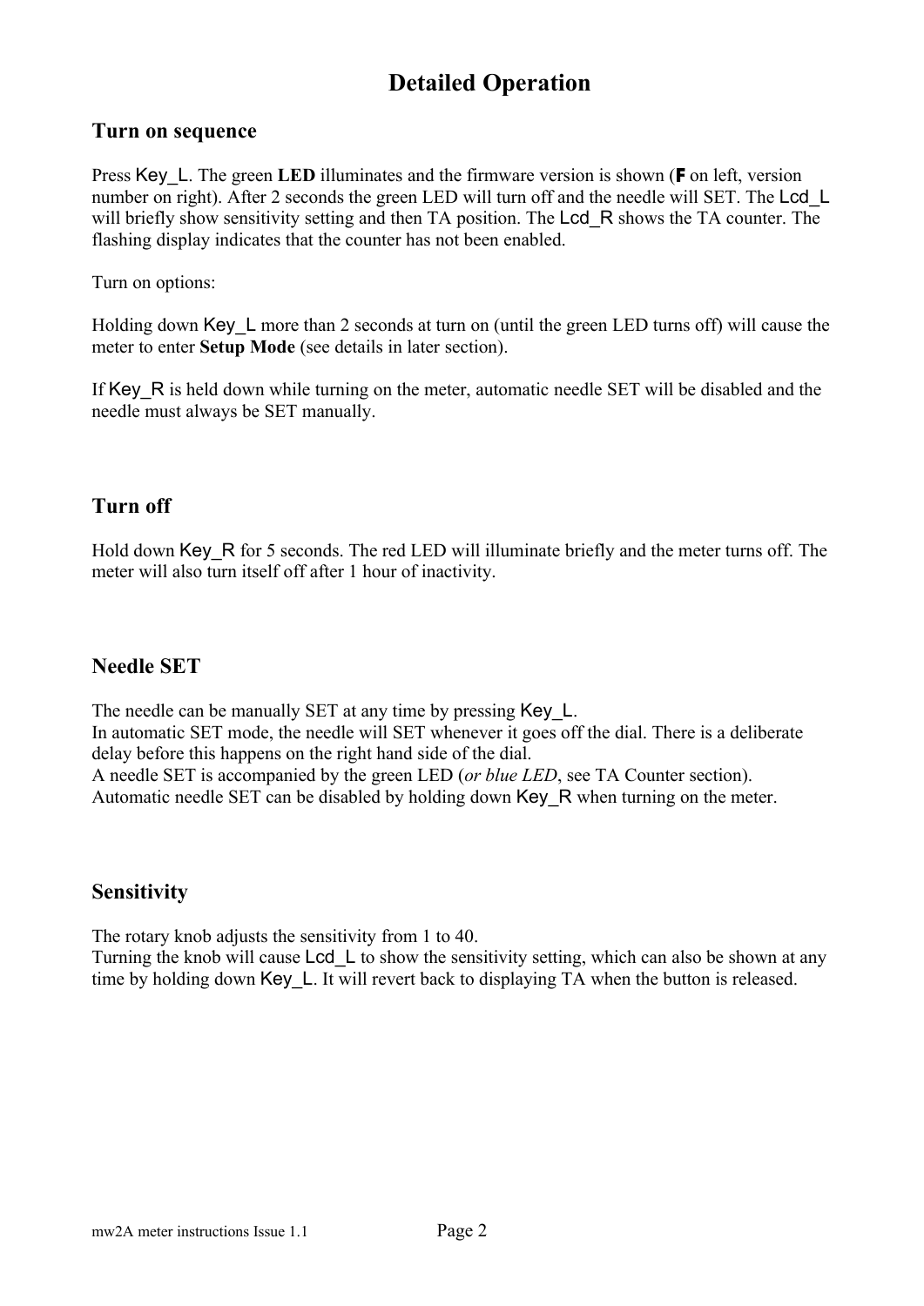# Detailed Operation

## Turn on sequence

Press Key_L. The green **LED** illuminates and the firmware version is shown (**F** on left, version number on right). After 2 seconds the green LED will turn off and the needle will SET. The Lcd_L will briefly show sensitivity setting and then TA position. The Lcd_R shows the TA counter. The flashing display indicates that the counter has not been enabled.

Turn on options:

Holding down Key_L more than 2 seconds at turn on (until the green LED turns off) will cause the meter to enter **Setup Mode** (see details in later section).

If Key_R is held down while turning on the meter, automatic needle SET will be disabled and the needle must always be SET manually.

## Turn off

Hold down Key_R for 5 seconds. The red LED will illuminate briefly and the meter turns off. The meter will also turn itself off after 1 hour of inactivity.

## Needle SET

The needle can be manually SET at any time by pressing Key_L.
In automatic SET mode, the needle will SET whenever it goes off the dial. There is a deliberate delay before this happens on the right hand side of the dial.
A needle SET is accompanied by the green LED (*or blue LED*, see TA Counter section).
Automatic needle SET can be disabled by holding down Key_R when turning on the meter.

## Sensitivity

The rotary knob adjusts the sensitivity from 1 to 40.
Turning the knob will cause Lcd_L to show the sensitivity setting, which can also be shown at any time by holding down Key_L. It will revert back to displaying TA when the button is released.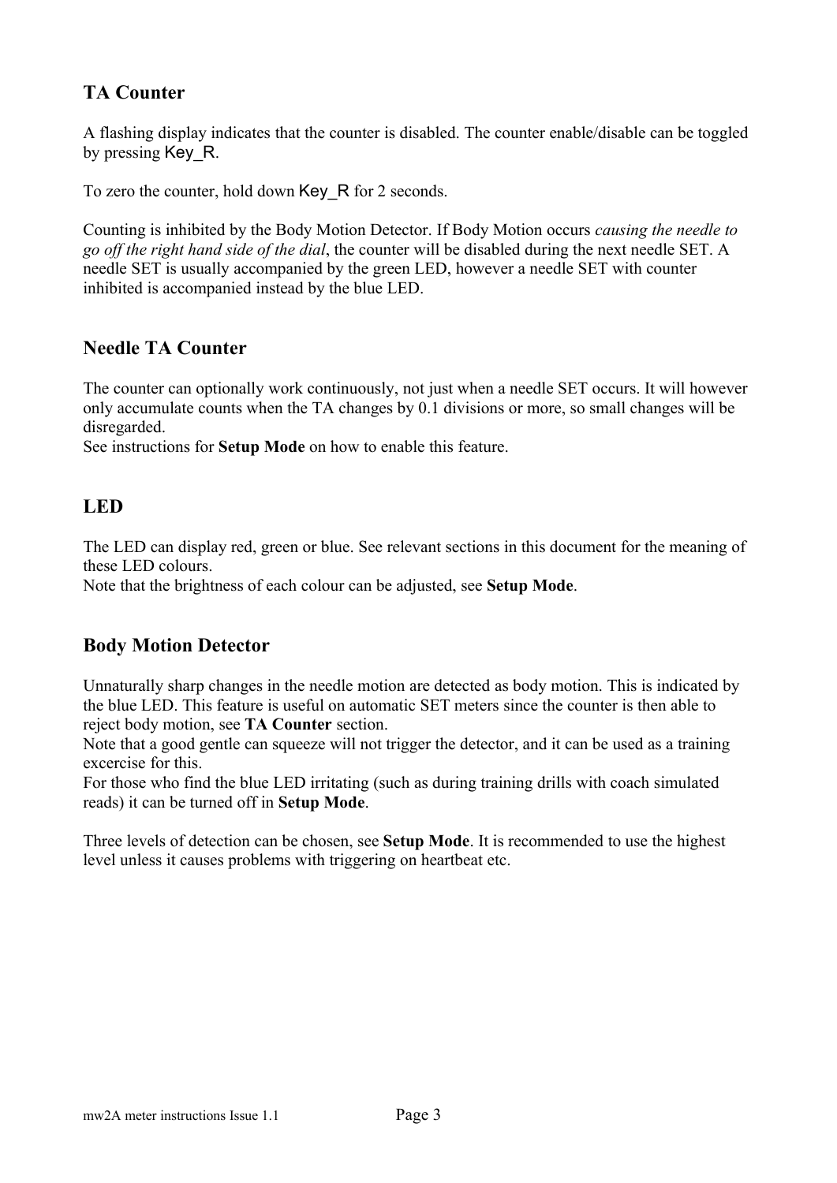## TA Counter

A flashing display indicates that the counter is disabled. The counter enable/disable can be toggled by pressing Key_R.

To zero the counter, hold down Key_R for 2 seconds.

Counting is inhibited by the Body Motion Detector. If Body Motion occurs *causing the needle to go off the right hand side of the dial*, the counter will be disabled during the next needle SET. A needle SET is usually accompanied by the green LED, however a needle SET with counter inhibited is accompanied instead by the blue LED.

## Needle TA Counter

The counter can optionally work continuously, not just when a needle SET occurs. It will however only accumulate counts when the TA changes by 0.1 divisions or more, so small changes will be disregarded.
See instructions for **Setup Mode** on how to enable this feature.

## LED

The LED can display red, green or blue. See relevant sections in this document for the meaning of these LED colours.
Note that the brightness of each colour can be adjusted, see **Setup Mode**.

## Body Motion Detector

Unnaturally sharp changes in the needle motion are detected as body motion. This is indicated by the blue LED. This feature is useful on automatic SET meters since the counter is then able to reject body motion, see **TA Counter** section.
Note that a good gentle can squeeze will not trigger the detector, and it can be used as a training excercise for this.
For those who find the blue LED irritating (such as during training drills with coach simulated reads) it can be turned off in **Setup Mode**.

Three levels of detection can be chosen, see **Setup Mode**. It is recommended to use the highest level unless it causes problems with triggering on heartbeat etc.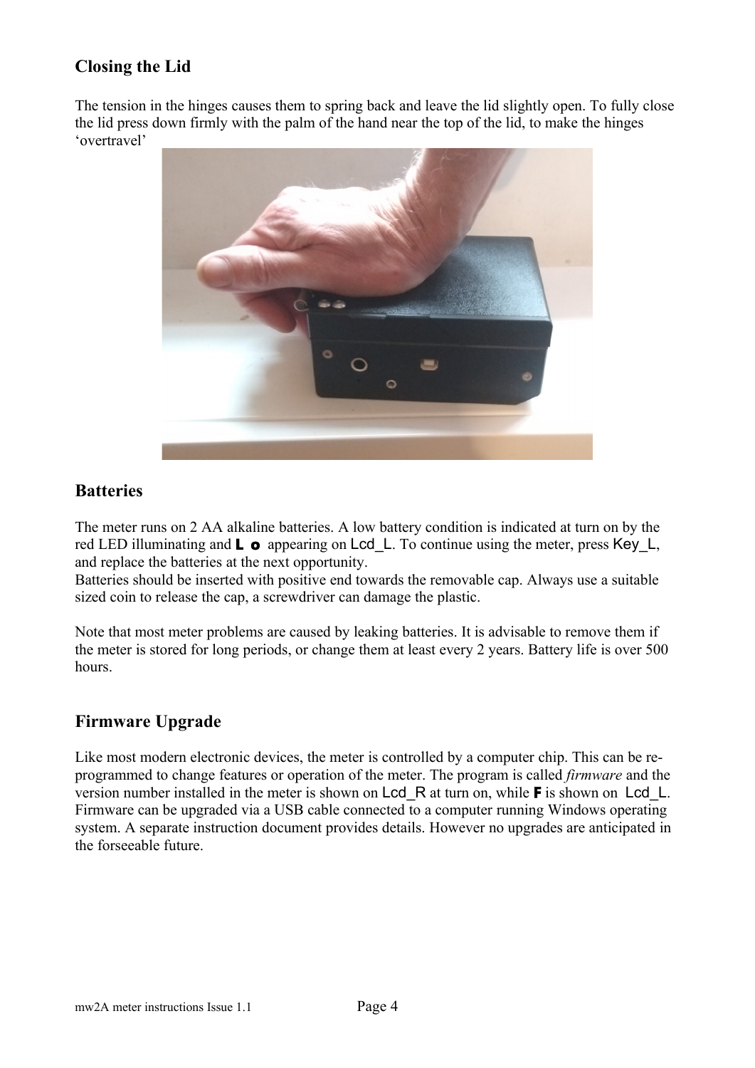## Closing the Lid

The tension in the hinges causes them to spring back and leave the lid slightly open. To fully close the lid press down firmly with the palm of the hand near the top of the lid, to make the hinges 'overtravel'

## Batteries

The meter runs on 2 AA alkaline batteries. A low battery condition is indicated at turn on by the red LED illuminating and **L o** appearing on Lcd_L. To continue using the meter, press Key_L, and replace the batteries at the next opportunity.
Batteries should be inserted with positive end towards the removable cap. Always use a suitable sized coin to release the cap, a screwdriver can damage the plastic.

Note that most meter problems are caused by leaking batteries. It is advisable to remove them if the meter is stored for long periods, or change them at least every 2 years. Battery life is over 500 hours.

## Firmware Upgrade

Like most modern electronic devices, the meter is controlled by a computer chip. This can be re-programmed to change features or operation of the meter. The program is called *firmware* and the version number installed in the meter is shown on Lcd_R at turn on, while **F** is shown on Lcd_L. Firmware can be upgraded via a USB cable connected to a computer running Windows operating system. A separate instruction document provides details. However no upgrades are anticipated in the forseeable future.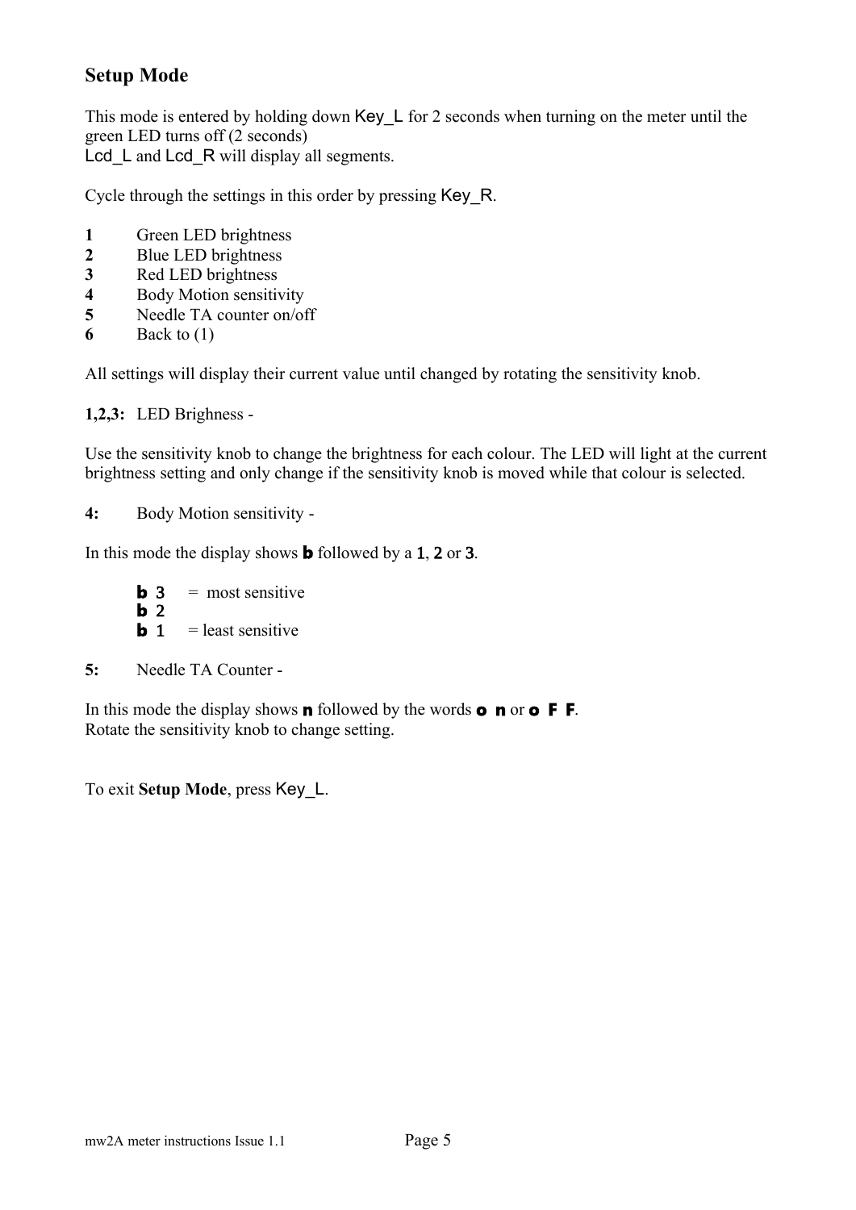## Setup Mode

This mode is entered by holding down Key_L for 2 seconds when turning on the meter until the green LED turns off (2 seconds)
Lcd_L and Lcd_R will display all segments.

Cycle through the settings in this order by pressing Key_R.

**1** Green LED brightness
**2** Blue LED brightness
**3** Red LED brightness
**4** Body Motion sensitivity
**5** Needle TA counter on/off
**6** Back to (1)

All settings will display their current value until changed by rotating the sensitivity knob.

**1,2,3:** LED Brighness -

Use the sensitivity knob to change the brightness for each colour. The LED will light at the current brightness setting and only change if the sensitivity knob is moved while that colour is selected.

**4:** Body Motion sensitivity -

In this mode the display shows **b** followed by a 1, 2 or 3.

**b** 3 = most sensitive
**b** 2
**b** 1 = least sensitive

**5:** Needle TA Counter -

In this mode the display shows **n** followed by the words **o n** or **o F F**.
Rotate the sensitivity knob to change setting.

To exit **Setup Mode**, press Key_L.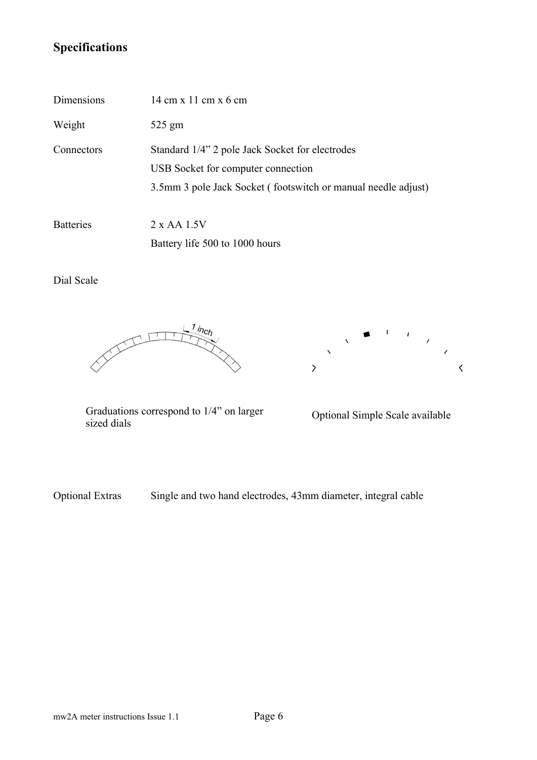## Specifications

| | |
|---|---|
| Dimensions | 14 cm x 11 cm x 6 cm |
| Weight | 525 gm |
| Connectors | Standard 1/4" 2 pole Jack Socket for electrodes |
| | USB Socket for computer connection |
| | 3.5mm 3 pole Jack Socket ( footswitch or manual needle adjust) |
| Batteries | 2 x AA 1.5V |
| | Battery life 500 to 1000 hours |

Dial Scale

1 inch

Graduations correspond to 1/4" on larger sized dials

Optional Simple Scale available

| | |
|---|---|
| Optional Extras | Single and two hand electrodes, 43mm diameter, integral cable |